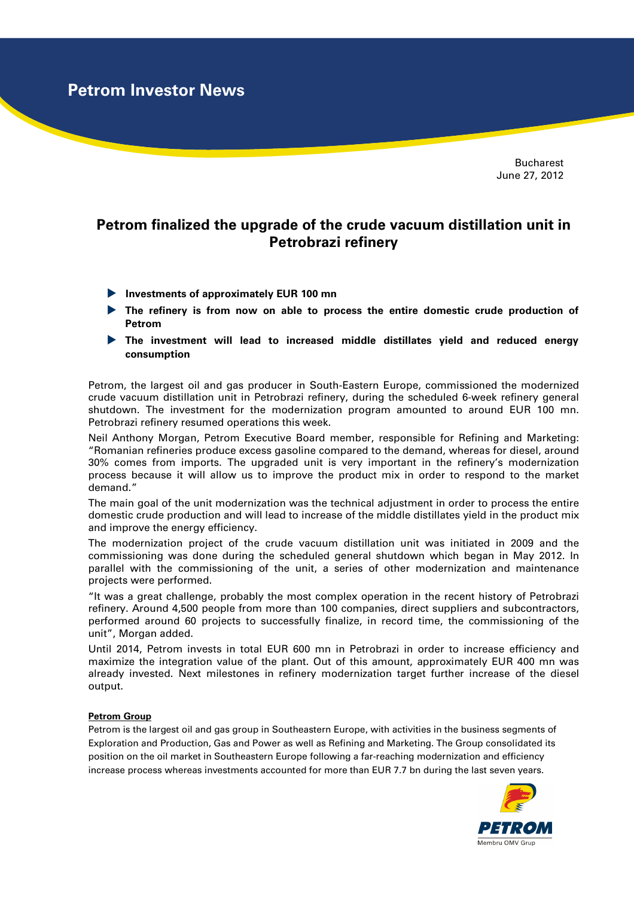Petrom Investor News

Bucharest
June 27, 2012

# Petrom finalized the upgrade of the crude vacuum distillation unit in Petrobrazi refinery

- **Investments of approximately EUR 100 mn**
- **The refinery is from now on able to process the entire domestic crude production of Petrom**
- **The investment will lead to increased middle distillates yield and reduced energy consumption**

Petrom, the largest oil and gas producer in South-Eastern Europe, commissioned the modernized crude vacuum distillation unit in Petrobrazi refinery, during the scheduled 6-week refinery general shutdown. The investment for the modernization program amounted to around EUR 100 mn. Petrobrazi refinery resumed operations this week.

Neil Anthony Morgan, Petrom Executive Board member, responsible for Refining and Marketing: "Romanian refineries produce excess gasoline compared to the demand, whereas for diesel, around 30% comes from imports. The upgraded unit is very important in the refinery's modernization process because it will allow us to improve the product mix in order to respond to the market demand."

The main goal of the unit modernization was the technical adjustment in order to process the entire domestic crude production and will lead to increase of the middle distillates yield in the product mix and improve the energy efficiency.

The modernization project of the crude vacuum distillation unit was initiated in 2009 and the commissioning was done during the scheduled general shutdown which began in May 2012. In parallel with the commissioning of the unit, a series of other modernization and maintenance projects were performed.

"It was a great challenge, probably the most complex operation in the recent history of Petrobrazi refinery. Around 4,500 people from more than 100 companies, direct suppliers and subcontractors, performed around 60 projects to successfully finalize, in record time, the commissioning of the unit", Morgan added.

Until 2014, Petrom invests in total EUR 600 mn in Petrobrazi in order to increase efficiency and maximize the integration value of the plant. Out of this amount, approximately EUR 400 mn was already invested. Next milestones in refinery modernization target further increase of the diesel output.

**Petrom Group**

Petrom is the largest oil and gas group in Southeastern Europe, with activities in the business segments of Exploration and Production, Gas and Power as well as Refining and Marketing. The Group consolidated its position on the oil market in Southeastern Europe following a far-reaching modernization and efficiency increase process whereas investments accounted for more than EUR 7.7 bn during the last seven years.

PETROM
Membru OMV Grup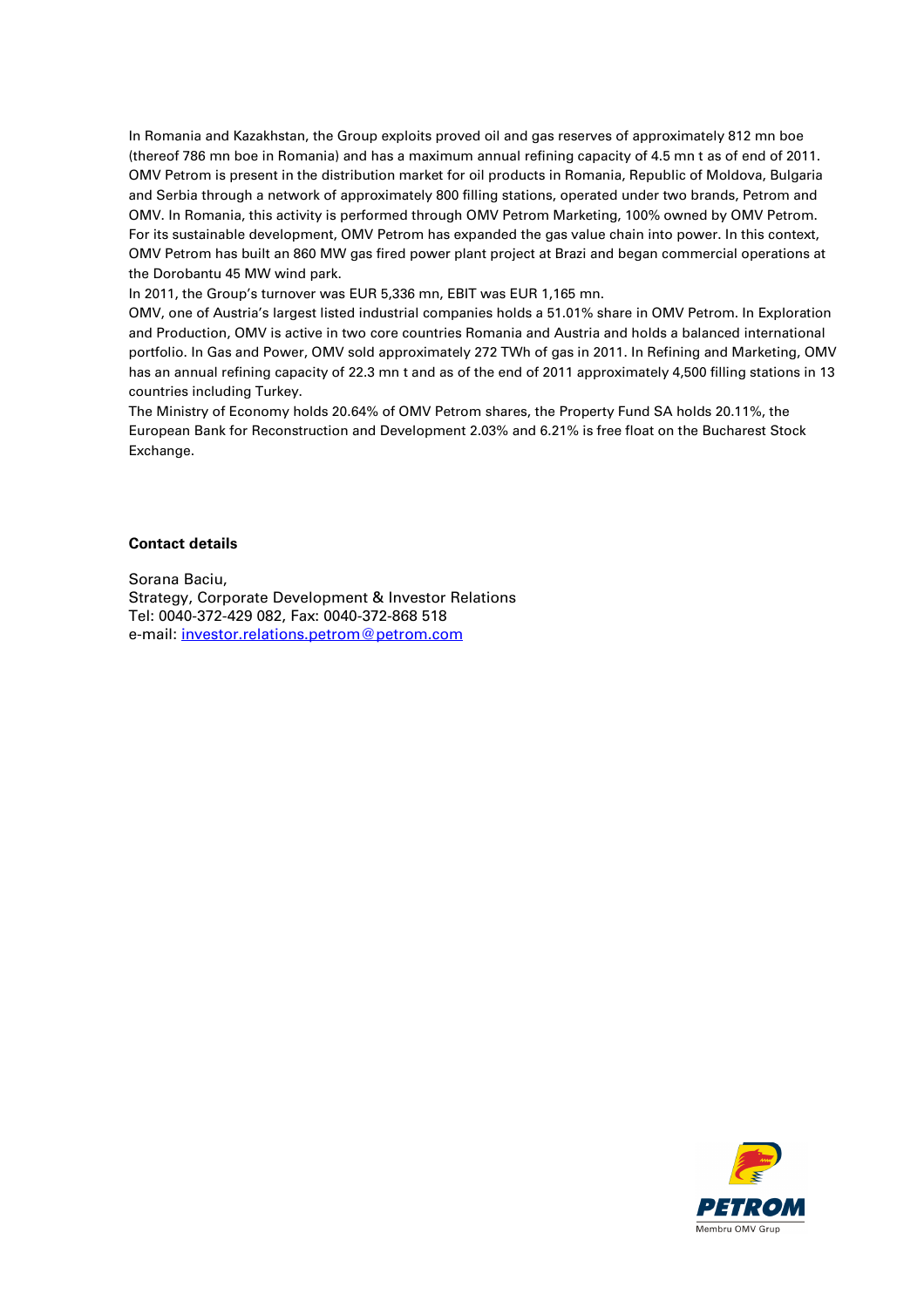In Romania and Kazakhstan, the Group exploits proved oil and gas reserves of approximately 812 mn boe (thereof 786 mn boe in Romania) and has a maximum annual refining capacity of 4.5 mn t as of end of 2011. OMV Petrom is present in the distribution market for oil products in Romania, Republic of Moldova, Bulgaria and Serbia through a network of approximately 800 filling stations, operated under two brands, Petrom and OMV. In Romania, this activity is performed through OMV Petrom Marketing, 100% owned by OMV Petrom. For its sustainable development, OMV Petrom has expanded the gas value chain into power. In this context, OMV Petrom has built an 860 MW gas fired power plant project at Brazi and began commercial operations at the Dorobantu 45 MW wind park.

In 2011, the Group's turnover was EUR 5,336 mn, EBIT was EUR 1,165 mn.

OMV, one of Austria's largest listed industrial companies holds a 51.01% share in OMV Petrom. In Exploration and Production, OMV is active in two core countries Romania and Austria and holds a balanced international portfolio. In Gas and Power, OMV sold approximately 272 TWh of gas in 2011. In Refining and Marketing, OMV has an annual refining capacity of 22.3 mn t and as of the end of 2011 approximately 4,500 filling stations in 13 countries including Turkey.

The Ministry of Economy holds 20.64% of OMV Petrom shares, the Property Fund SA holds 20.11%, the European Bank for Reconstruction and Development 2.03% and 6.21% is free float on the Bucharest Stock Exchange.

**Contact details**

Sorana Baciu,
Strategy, Corporate Development & Investor Relations
Tel: 0040-372-429 082, Fax: 0040-372-868 518
e-mail: investor.relations.petrom@petrom.com

PETROM
Membru OMV Grup